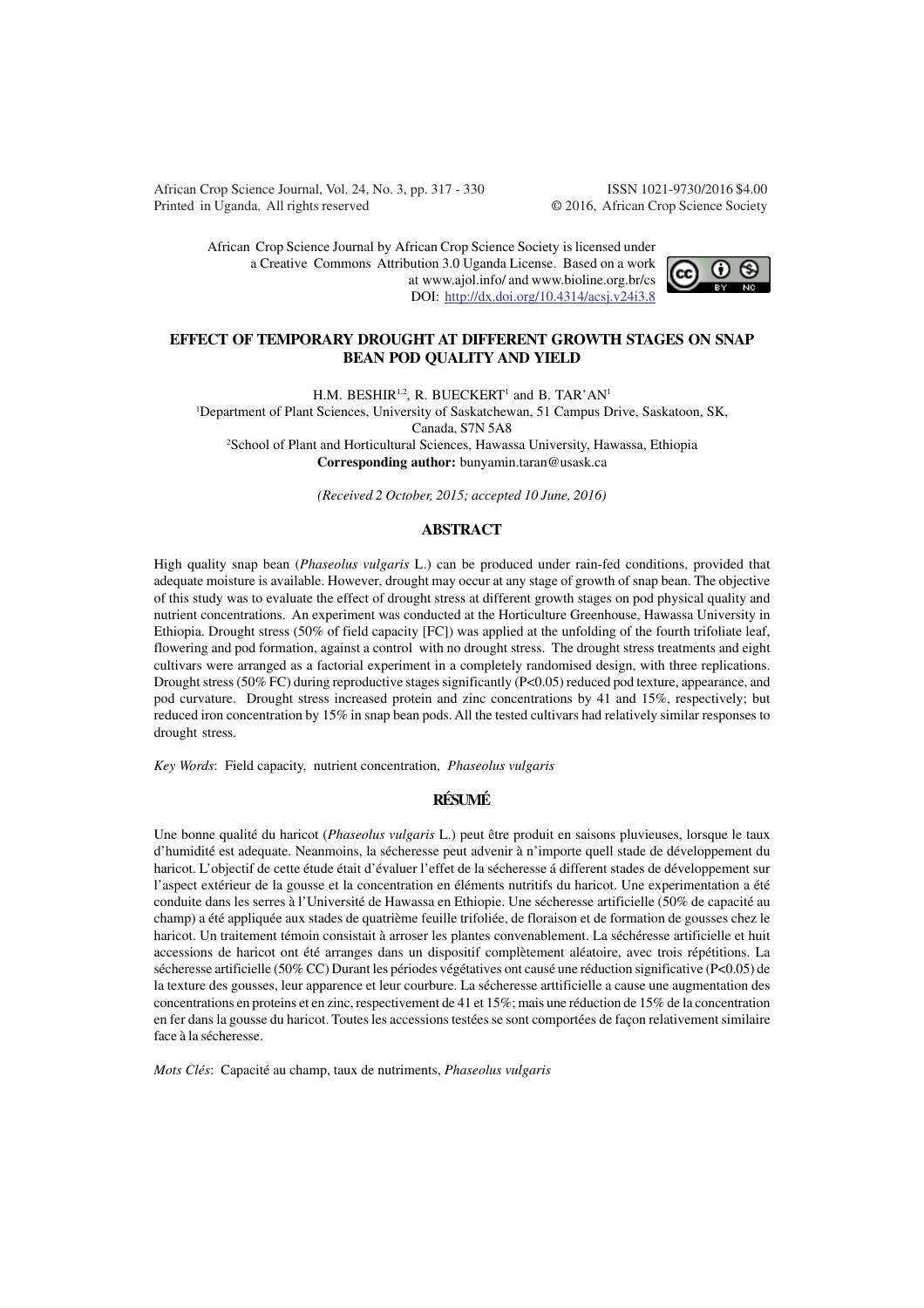African Crop Science Journal, Vol. 24, No. 3, pp. 317 - 330
Printed in Uganda. All rights reserved

ISSN 1021-9730/2016 $4.00
© 2016, African Crop Science Society

African Crop Science Journal by African Crop Science Society is licensed under a Creative Commons Attribution 3.0 Uganda License. Based on a work at www.ajol.info/ and www.bioline.org.br/cs
DOI: http://dx.doi.org/10.4314/acsj.v24i3.8

# EFFECT OF TEMPORARY DROUGHT AT DIFFERENT GROWTH STAGES ON SNAP BEAN POD QUALITY AND YIELD

H.M. BESHIR[1,2], R. BUECKERT[1] and B. TAR'AN[1]

[1]Department of Plant Sciences, University of Saskatchewan, 51 Campus Drive, Saskatoon, SK, Canada, S7N 5A8

[2]School of Plant and Horticultural Sciences, Hawassa University, Hawassa, Ethiopia

**Corresponding author:** bunyamin.taran@usask.ca

*(Received 2 October, 2015; accepted 10 June, 2016)*

## ABSTRACT

High quality snap bean (*Phaseolus vulgaris* L.) can be produced under rain-fed conditions, provided that adequate moisture is available. However, drought may occur at any stage of growth of snap bean. The objective of this study was to evaluate the effect of drought stress at different growth stages on pod physical quality and nutrient concentrations. An experiment was conducted at the Horticulture Greenhouse, Hawassa University in Ethiopia. Drought stress (50% of field capacity [FC]) was applied at the unfolding of the fourth trifoliate leaf, flowering and pod formation, against a control with no drought stress. The drought stress treatments and eight cultivars were arranged as a factorial experiment in a completely randomised design, with three replications. Drought stress (50% FC) during reproductive stages significantly ($P<0.05$) reduced pod texture, appearance, and pod curvature. Drought stress increased protein and zinc concentrations by 41 and 15%, respectively; but reduced iron concentration by 15% in snap bean pods. All the tested cultivars had relatively similar responses to drought stress.

*Key Words*: Field capacity, nutrient concentration, *Phaseolus vulgaris*

## RÉSUMÉ

Une bonne qualité du haricot (*Phaseolus vulgaris* L.) peut être produit en saisons pluvieuses, lorsque le taux d'humidité est adequate. Neanmoins, la sécheresse peut advenir à n'importe quell stade de développement du haricot. L'objectif de cette étude était d'évaluer l'effet de la sécheresse á different stades de développement sur l'aspect extérieur de la gousse et la concentration en éléments nutritifs du haricot. Une experimentation a été conduite dans les serres à l'Université de Hawassa en Ethiopie. Une sécheresse artificielle (50% de capacité au champ) a été appliquée aux stades de quatrième feuille trifoliée, de floraison et de formation de gousses chez le haricot. Un traitement témoin consistait à arroser les plantes convenablement. La séchéresse artificielle et huit accessions de haricot ont été arranges dans un dispositif complètement aléatoire, avec trois répétitions. La sécheresse artificielle (50% CC) Durant les périodes végétatives ont causé une réduction significative ($P<0.05$) de la texture des gousses, leur apparence et leur courbure. La sécheresse arttificielle a cause une augmentation des concentrations en proteins et en zinc, respectivement de 41 et 15%; mais une réduction de 15% de la concentration en fer dans la gousse du haricot. Toutes les accessions testées se sont comportées de façon relativement similaire face à la sécheresse.

*Mots Clés*: Capacité au champ, taux de nutriments, *Phaseolus vulgaris*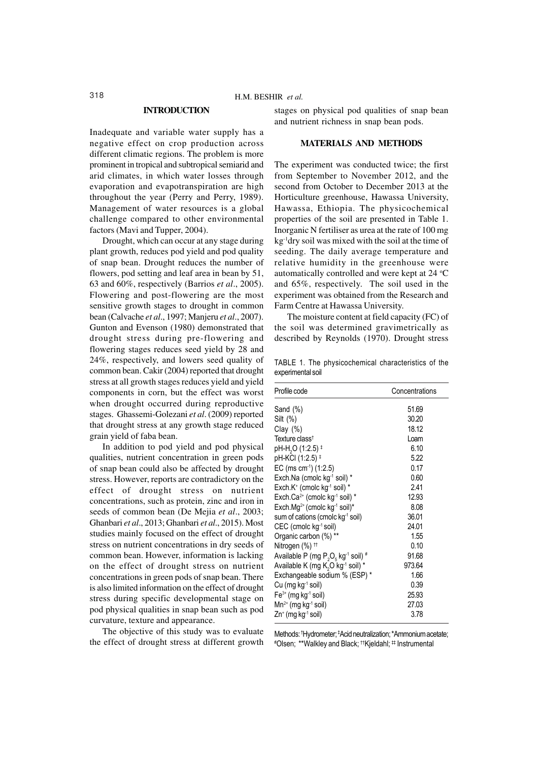## INTRODUCTION

Inadequate and variable water supply has a negative effect on crop production across different climatic regions. The problem is more prominent in tropical and subtropical semiarid and arid climates, in which water losses through evaporation and evapotranspiration are high throughout the year (Perry and Perry, 1989). Management of water resources is a global challenge compared to other environmental factors (Mavi and Tupper, 2004).

Drought, which can occur at any stage during plant growth, reduces pod yield and pod quality of snap bean. Drought reduces the number of flowers, pod setting and leaf area in bean by 51, 63 and 60%, respectively (Barrios *et al*., 2005). Flowering and post-flowering are the most sensitive growth stages to drought in common bean (Calvache *et al*., 1997; Manjeru *et al*., 2007). Gunton and Evenson (1980) demonstrated that drought stress during pre-flowering and flowering stages reduces seed yield by 28 and 24%, respectively, and lowers seed quality of common bean. Cakir (2004) reported that drought stress at all growth stages reduces yield and yield components in corn, but the effect was worst when drought occurred during reproductive stages. Ghassemi-Golezani *et al*. (2009) reported that drought stress at any growth stage reduced grain yield of faba bean.

In addition to pod yield and pod physical qualities, nutrient concentration in green pods of snap bean could also be affected by drought stress. However, reports are contradictory on the effect of drought stress on nutrient concentrations, such as protein, zinc and iron in seeds of common bean (De Mejia *et al*., 2003; Ghanbari *et al*., 2013; Ghanbari *et al*., 2015). Most studies mainly focused on the effect of drought stress on nutrient concentrations in dry seeds of common bean. However, information is lacking on the effect of drought stress on nutrient concentrations in green pods of snap bean. There is also limited information on the effect of drought stress during specific developmental stage on pod physical qualities in snap bean such as pod curvature, texture and appearance.

The objective of this study was to evaluate the effect of drought stress at different growth stages on physical pod qualities of snap bean and nutrient richness in snap bean pods.

## MATERIALS AND METHODS

The experiment was conducted twice; the first from September to November 2012, and the second from October to December 2013 at the Horticulture greenhouse, Hawassa University, Hawassa, Ethiopia. The physicochemical properties of the soil are presented in Table 1. Inorganic N fertiliser as urea at the rate of 100 mg $kg^{-1}$ dry soil was mixed with the soil at the time of seeding. The daily average temperature and relative humidity in the greenhouse were automatically controlled and were kept at 24 °C and 65%, respectively. The soil used in the experiment was obtained from the Research and Farm Centre at Hawassa University.

The moisture content at field capacity (FC) of the soil was determined gravimetrically as described by Reynolds (1970). Drought stress

TABLE 1. The physicochemical characteristics of the experimental soil

| Profile code | Concentrations |
|---|---|
| Sand (%) | 51.69 |
| Silt (%) | 30.20 |
| Clay (%) | 18.12 |
| Texture class[†] | Loam |
| pH-$H_2O$ (1:2.5) [‡] | 6.10 |
| pH-KCl (1:2.5) [‡] | 5.22 |
| EC (ms $cm^{-1}$) (1:2.5) | 0.17 |
| Exch.Na (cmolc $kg^{-1}$ soil) * | 0.60 |
| Exch.$K^+$ (cmolc $kg^{-1}$ soil) * | 2.41 |
| Exch.$Ca^{2+}$ (cmolc $kg^{-1}$ soil) * | 12.93 |
| Exch.$Mg^{2+}$ (cmolc $kg^{-1}$ soil)* | 8.08 |
| sum of cations (cmolc $kg^{-1}$ soil) | 36.01 |
| CEC (cmolc $kg^{-1}$ soil) | 24.01 |
| Organic carbon (%) ** | 1.55 |
| Nitrogen (%) [††] | 0.10 |
| Available P (mg $P_2O_5$ $kg^{-1}$ soil) [#] | 91.68 |
| Available K (mg $K_2O$ $kg^{-1}$ soil) * | 973.64 |
| Exchangeable sodium % (ESP) * | 1.66 |
| Cu (mg $kg^{-1}$ soil) | 0.39 |
| $Fe^{3+}$ (mg $kg^{-1}$ soil) | 25.93 |
| $Mn^{2+}$ (mg $kg^{-1}$ soil) | 27.03 |
| $Zn^+$ (mg $kg^{-1}$ soil) | 3.78 |

Methods: [†]Hydrometer; [‡]Acid neutralization; *Ammonium acetate; [#]Olsen; **Walkley and Black; [††]Kjeldahl; [‡‡] Instrumental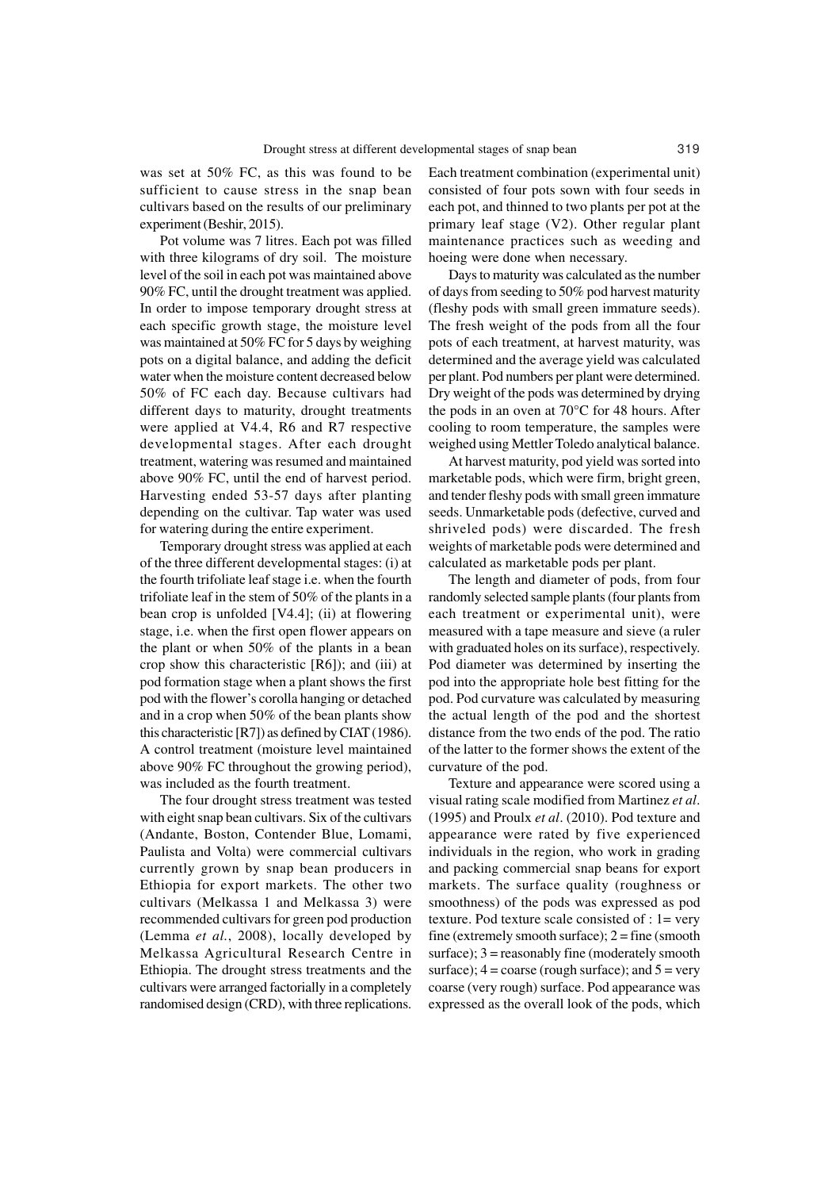was set at 50% FC, as this was found to be sufficient to cause stress in the snap bean cultivars based on the results of our preliminary experiment (Beshir, 2015).

Pot volume was 7 litres. Each pot was filled with three kilograms of dry soil. The moisture level of the soil in each pot was maintained above 90% FC, until the drought treatment was applied. In order to impose temporary drought stress at each specific growth stage, the moisture level was maintained at 50% FC for 5 days by weighing pots on a digital balance, and adding the deficit water when the moisture content decreased below 50% of FC each day. Because cultivars had different days to maturity, drought treatments were applied at V4.4, R6 and R7 respective developmental stages. After each drought treatment, watering was resumed and maintained above 90% FC, until the end of harvest period. Harvesting ended 53-57 days after planting depending on the cultivar. Tap water was used for watering during the entire experiment.

Temporary drought stress was applied at each of the three different developmental stages: (i) at the fourth trifoliate leaf stage i.e. when the fourth trifoliate leaf in the stem of 50% of the plants in a bean crop is unfolded [V4.4]; (ii) at flowering stage, i.e. when the first open flower appears on the plant or when 50% of the plants in a bean crop show this characteristic [R6]); and (iii) at pod formation stage when a plant shows the first pod with the flower's corolla hanging or detached and in a crop when 50% of the bean plants show this characteristic [R7]) as defined by CIAT (1986). A control treatment (moisture level maintained above 90% FC throughout the growing period), was included as the fourth treatment.

The four drought stress treatment was tested with eight snap bean cultivars. Six of the cultivars (Andante, Boston, Contender Blue, Lomami, Paulista and Volta) were commercial cultivars currently grown by snap bean producers in Ethiopia for export markets. The other two cultivars (Melkassa 1 and Melkassa 3) were recommended cultivars for green pod production (Lemma *et al.*, 2008), locally developed by Melkassa Agricultural Research Centre in Ethiopia. The drought stress treatments and the cultivars were arranged factorially in a completely randomised design (CRD), with three replications. Each treatment combination (experimental unit) consisted of four pots sown with four seeds in each pot, and thinned to two plants per pot at the primary leaf stage (V2). Other regular plant maintenance practices such as weeding and hoeing were done when necessary.

Days to maturity was calculated as the number of days from seeding to 50% pod harvest maturity (fleshy pods with small green immature seeds). The fresh weight of the pods from all the four pots of each treatment, at harvest maturity, was determined and the average yield was calculated per plant. Pod numbers per plant were determined. Dry weight of the pods was determined by drying the pods in an oven at 70°C for 48 hours. After cooling to room temperature, the samples were weighed using Mettler Toledo analytical balance.

At harvest maturity, pod yield was sorted into marketable pods, which were firm, bright green, and tender fleshy pods with small green immature seeds. Unmarketable pods (defective, curved and shriveled pods) were discarded. The fresh weights of marketable pods were determined and calculated as marketable pods per plant.

The length and diameter of pods, from four randomly selected sample plants (four plants from each treatment or experimental unit), were measured with a tape measure and sieve (a ruler with graduated holes on its surface), respectively. Pod diameter was determined by inserting the pod into the appropriate hole best fitting for the pod. Pod curvature was calculated by measuring the actual length of the pod and the shortest distance from the two ends of the pod. The ratio of the latter to the former shows the extent of the curvature of the pod.

Texture and appearance were scored using a visual rating scale modified from Martinez *et al.* (1995) and Proulx *et al*. (2010). Pod texture and appearance were rated by five experienced individuals in the region, who work in grading and packing commercial snap beans for export markets. The surface quality (roughness or smoothness) of the pods was expressed as pod texture. Pod texture scale consisted of : 1= very fine (extremely smooth surface); 2 = fine (smooth surface); 3 = reasonably fine (moderately smooth surface); 4 = coarse (rough surface); and 5 = very coarse (very rough) surface. Pod appearance was expressed as the overall look of the pods, which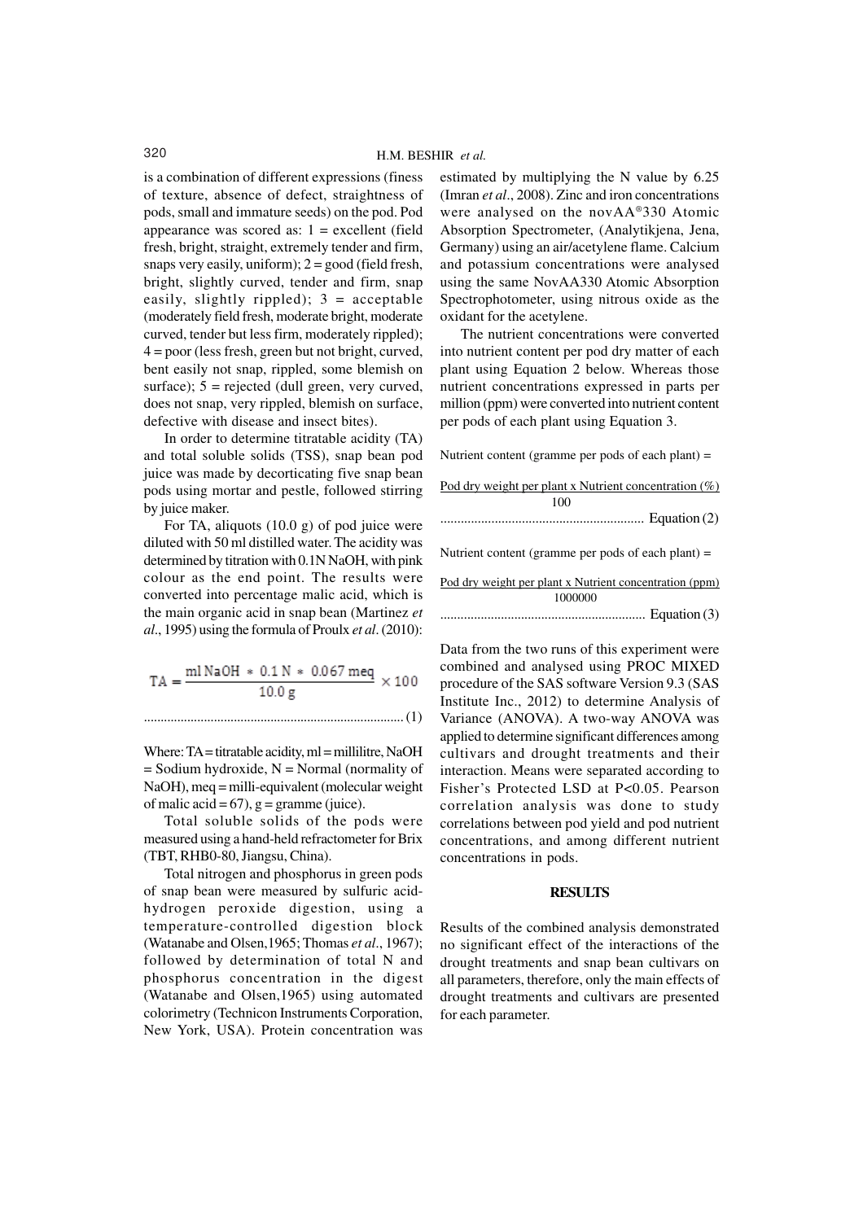is a combination of different expressions (finess of texture, absence of defect, straightness of pods, small and immature seeds) on the pod. Pod appearance was scored as: 1 = excellent (field fresh, bright, straight, extremely tender and firm, snaps very easily, uniform); 2 = good (field fresh, bright, slightly curved, tender and firm, snap easily, slightly rippled); 3 = acceptable (moderately field fresh, moderate bright, moderate curved, tender but less firm, moderately rippled); 4 = poor (less fresh, green but not bright, curved, bent easily not snap, rippled, some blemish on surface); 5 = rejected (dull green, very curved, does not snap, very rippled, blemish on surface, defective with disease and insect bites).

In order to determine titratable acidity (TA) and total soluble solids (TSS), snap bean pod juice was made by decorticating five snap bean pods using mortar and pestle, followed stirring by juice maker.

For TA, aliquots (10.0 g) of pod juice were diluted with 50 ml distilled water. The acidity was determined by titration with 0.1N NaOH, with pink colour as the end point. The results were converted into percentage malic acid, which is the main organic acid in snap bean (Martinez *et al*., 1995) using the formula of Proulx *et al*. (2010):

$$TA = \frac{\text{ml NaOH} * 0.1\text{ N} * 0.067\text{ meq}}{10.0\text{ g}} \times 100 \quad \text{............ (1)}$$

Where: TA = titratable acidity, ml = millilitre, NaOH = Sodium hydroxide, N = Normal (normality of NaOH), meq = milli-equivalent (molecular weight of malic acid = 67), g = gramme (juice).

Total soluble solids of the pods were measured using a hand-held refractometer for Brix (TBT, RHB0-80, Jiangsu, China).

Total nitrogen and phosphorus in green pods of snap bean were measured by sulfuric acid-hydrogen peroxide digestion, using a temperature-controlled digestion block (Watanabe and Olsen,1965; Thomas *et al*., 1967); followed by determination of total N and phosphorus concentration in the digest (Watanabe and Olsen,1965) using automated colorimetry (Technicon Instruments Corporation, New York, USA). Protein concentration was estimated by multiplying the N value by 6.25 (Imran *et al*., 2008). Zinc and iron concentrations were analysed on the novAA®330 Atomic Absorption Spectrometer, (Analytikjena, Jena, Germany) using an air/acetylene flame. Calcium and potassium concentrations were analysed using the same NovAA330 Atomic Absorption Spectrophotometer, using nitrous oxide as the oxidant for the acetylene.

The nutrient concentrations were converted into nutrient content per pod dry matter of each plant using Equation 2 below. Whereas those nutrient concentrations expressed in parts per million (ppm) were converted into nutrient content per pods of each plant using Equation 3.

$$\text{Nutrient content (gramme per pods of each plant)} = \frac{\text{Pod dry weight per plant x Nutrient concentration (\%)}}{100} \quad \text{............ Equation (2)}$$

$$\text{Nutrient content (gramme per pods of each plant)} = \frac{\text{Pod dry weight per plant x Nutrient concentration (ppm)}}{1000000} \quad \text{............ Equation (3)}$$

Data from the two runs of this experiment were combined and analysed using PROC MIXED procedure of the SAS software Version 9.3 (SAS Institute Inc., 2012) to determine Analysis of Variance (ANOVA). A two-way ANOVA was applied to determine significant differences among cultivars and drought treatments and their interaction. Means were separated according to Fisher's Protected LSD at $P<0.05$. Pearson correlation analysis was done to study correlations between pod yield and pod nutrient concentrations, and among different nutrient concentrations in pods.

## RESULTS

Results of the combined analysis demonstrated no significant effect of the interactions of the drought treatments and snap bean cultivars on all parameters, therefore, only the main effects of drought treatments and cultivars are presented for each parameter.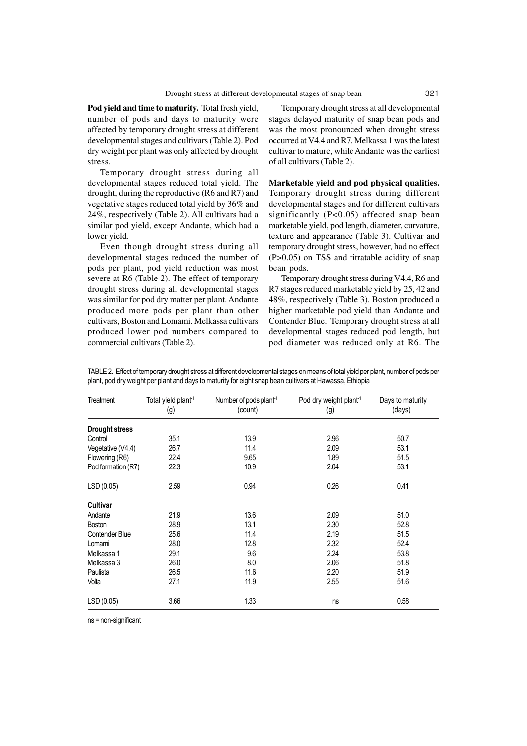**Pod yield and time to maturity.** Total fresh yield, number of pods and days to maturity were affected by temporary drought stress at different developmental stages and cultivars (Table 2). Pod dry weight per plant was only affected by drought stress.

Temporary drought stress during all developmental stages reduced total yield. The drought, during the reproductive (R6 and R7) and vegetative stages reduced total yield by 36% and 24%, respectively (Table 2). All cultivars had a similar pod yield, except Andante, which had a lower yield.

Even though drought stress during all developmental stages reduced the number of pods per plant, pod yield reduction was most severe at R6 (Table 2). The effect of temporary drought stress during all developmental stages was similar for pod dry matter per plant. Andante produced more pods per plant than other cultivars, Boston and Lomami. Melkassa cultivars produced lower pod numbers compared to commercial cultivars (Table 2).

Temporary drought stress at all developmental stages delayed maturity of snap bean pods and was the most pronounced when drought stress occurred at V4.4 and R7. Melkassa 1 was the latest cultivar to mature, while Andante was the earliest of all cultivars (Table 2).

**Marketable yield and pod physical qualities.** Temporary drought stress during different developmental stages and for different cultivars significantly ($P<0.05$) affected snap bean marketable yield, pod length, diameter, curvature, texture and appearance (Table 3). Cultivar and temporary drought stress, however, had no effect ($P>0.05$) on TSS and titratable acidity of snap bean pods.

Temporary drought stress during V4.4, R6 and R7 stages reduced marketable yield by 25, 42 and 48%, respectively (Table 3). Boston produced a higher marketable pod yield than Andante and Contender Blue. Temporary drought stress at all developmental stages reduced pod length, but pod diameter was reduced only at R6. The

TABLE 2. Effect of temporary drought stress at different developmental stages on means of total yield per plant, number of pods per plant, pod dry weight per plant and days to maturity for eight snap bean cultivars at Hawassa, Ethiopia

| Treatment | Total yield plant$^{-1}$ (g) | Number of pods plant$^{-1}$ (count) | Pod dry weight plant$^{-1}$ (g) | Days to maturity (days) |
|---|---|---|---|---|
| **Drought stress** | | | | |
| Control | 35.1 | 13.9 | 2.96 | 50.7 |
| Vegetative (V4.4) | 26.7 | 11.4 | 2.09 | 53.1 |
| Flowering (R6) | 22.4 | 9.65 | 1.89 | 51.5 |
| Pod formation (R7) | 22.3 | 10.9 | 2.04 | 53.1 |
| LSD (0.05) | 2.59 | 0.94 | 0.26 | 0.41 |
| **Cultivar** | | | | |
| Andante | 21.9 | 13.6 | 2.09 | 51.0 |
| Boston | 28.9 | 13.1 | 2.30 | 52.8 |
| Contender Blue | 25.6 | 11.4 | 2.19 | 51.5 |
| Lomami | 28.0 | 12.8 | 2.32 | 52.4 |
| Melkassa 1 | 29.1 | 9.6 | 2.24 | 53.8 |
| Melkassa 3 | 26.0 | 8.0 | 2.06 | 51.8 |
| Paulista | 26.5 | 11.6 | 2.20 | 51.9 |
| Volta | 27.1 | 11.9 | 2.55 | 51.6 |
| LSD (0.05) | 3.66 | 1.33 | ns | 0.58 |

ns = non-significant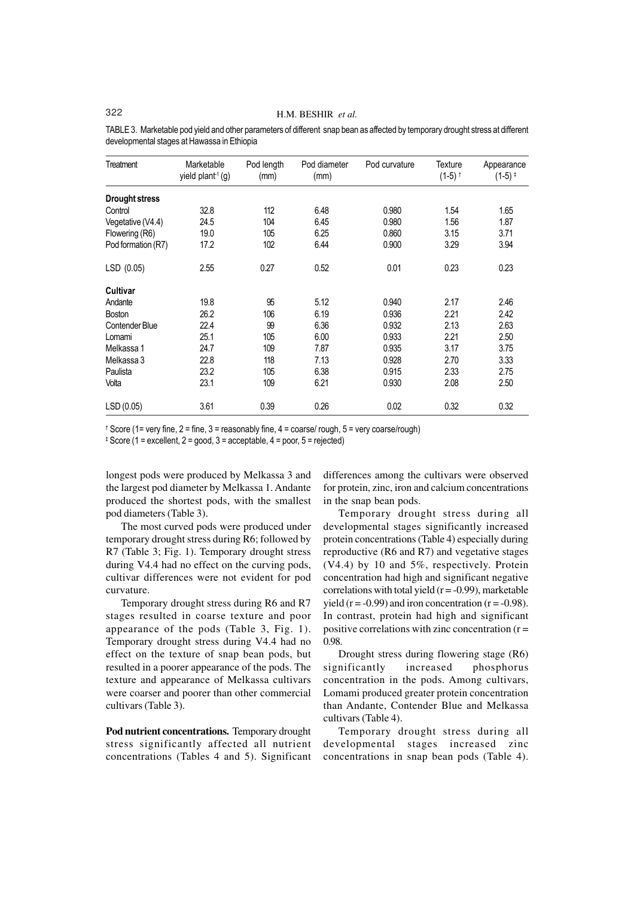TABLE 3. Marketable pod yield and other parameters of different snap bean as affected by temporary drought stress at different developmental stages at Hawassa in Ethiopia

| Treatment | Marketable yield plant$^{-1}$ (g) | Pod length (mm) | Pod diameter (mm) | Pod curvature | Texture (1-5) † | Appearance (1-5) ‡ |
|---|---|---|---|---|---|---|
| **Drought stress** | | | | | | |
| Control | 32.8 | 112 | 6.48 | 0.980 | 1.54 | 1.65 |
| Vegetative (V4.4) | 24.5 | 104 | 6.45 | 0.980 | 1.56 | 1.87 |
| Flowering (R6) | 19.0 | 105 | 6.25 | 0.860 | 3.15 | 3.71 |
| Pod formation (R7) | 17.2 | 102 | 6.44 | 0.900 | 3.29 | 3.94 |
| LSD (0.05) | 2.55 | 0.27 | 0.52 | 0.01 | 0.23 | 0.23 |
| **Cultivar** | | | | | | |
| Andante | 19.8 | 95 | 5.12 | 0.940 | 2.17 | 2.46 |
| Boston | 26.2 | 106 | 6.19 | 0.936 | 2.21 | 2.42 |
| Contender Blue | 22.4 | 99 | 6.36 | 0.932 | 2.13 | 2.63 |
| Lomami | 25.1 | 105 | 6.00 | 0.933 | 2.21 | 2.50 |
| Melkassa 1 | 24.7 | 109 | 7.87 | 0.935 | 3.17 | 3.75 |
| Melkassa 3 | 22.8 | 118 | 7.13 | 0.928 | 2.70 | 3.33 |
| Paulista | 23.2 | 105 | 6.38 | 0.915 | 2.33 | 2.75 |
| Volta | 23.1 | 109 | 6.21 | 0.930 | 2.08 | 2.50 |
| LSD (0.05) | 3.61 | 0.39 | 0.26 | 0.02 | 0.32 | 0.32 |

† Score (1= very fine, 2 = fine, 3 = reasonably fine, 4 = coarse/ rough, 5 = very coarse/rough)

‡ Score (1 = excellent, 2 = good, 3 = acceptable, 4 = poor, 5 = rejected)

longest pods were produced by Melkassa 3 and the largest pod diameter by Melkassa 1. Andante produced the shortest pods, with the smallest pod diameters (Table 3).

The most curved pods were produced under temporary drought stress during R6; followed by R7 (Table 3; Fig. 1). Temporary drought stress during V4.4 had no effect on the curving pods, cultivar differences were not evident for pod curvature.

Temporary drought stress during R6 and R7 stages resulted in coarse texture and poor appearance of the pods (Table 3, Fig. 1). Temporary drought stress during V4.4 had no effect on the texture of snap bean pods, but resulted in a poorer appearance of the pods. The texture and appearance of Melkassa cultivars were coarser and poorer than other commercial cultivars (Table 3).

**Pod nutrient concentrations.** Temporary drought stress significantly affected all nutrient concentrations (Tables 4 and 5). Significant differences among the cultivars were observed for protein, zinc, iron and calcium concentrations in the snap bean pods.

Temporary drought stress during all developmental stages significantly increased protein concentrations (Table 4) especially during reproductive (R6 and R7) and vegetative stages (V4.4) by 10 and 5%, respectively. Protein concentration had high and significant negative correlations with total yield ($r = -0.99$), marketable yield ($r = -0.99$) and iron concentration ($r = -0.98$). In contrast, protein had high and significant positive correlations with zinc concentration ($r = 0.98$.

Drought stress during flowering stage (R6) significantly increased phosphorus concentration in the pods. Among cultivars, Lomami produced greater protein concentration than Andante, Contender Blue and Melkassa cultivars (Table 4).

Temporary drought stress during all developmental stages increased zinc concentrations in snap bean pods (Table 4).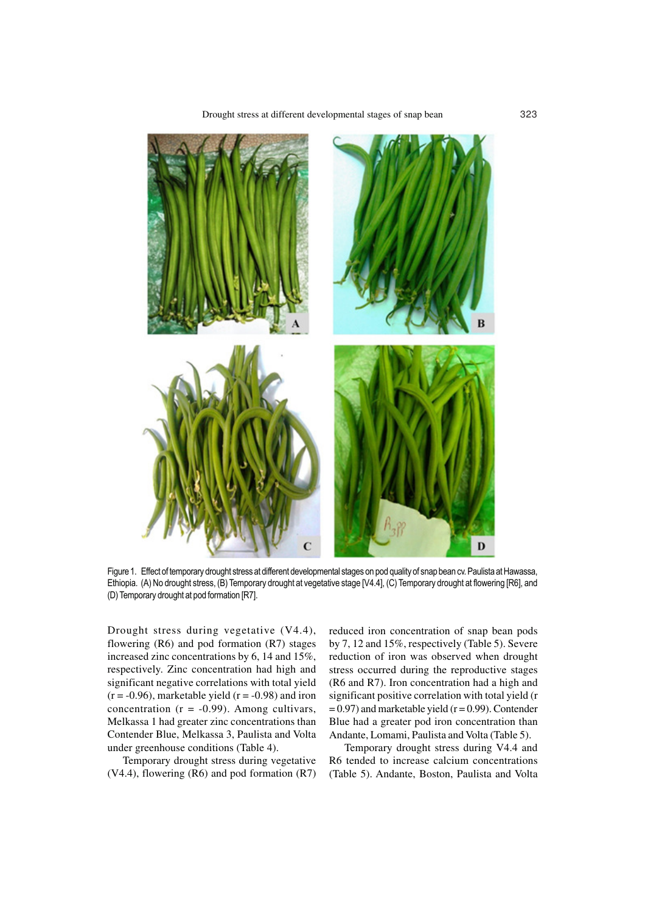Figure 1. Effect of temporary drought stress at different developmental stages on pod quality of snap bean cv. Paulista at Hawassa, Ethiopia. (A) No drought stress, (B) Temporary drought at vegetative stage [V4.4], (C) Temporary drought at flowering [R6], and (D) Temporary drought at pod formation [R7].

Drought stress during vegetative (V4.4), flowering (R6) and pod formation (R7) stages increased zinc concentrations by 6, 14 and 15%, respectively. Zinc concentration had high and significant negative correlations with total yield (r = -0.96), marketable yield (r = -0.98) and iron concentration (r = -0.99). Among cultivars, Melkassa 1 had greater zinc concentrations than Contender Blue, Melkassa 3, Paulista and Volta under greenhouse conditions (Table 4).

Temporary drought stress during vegetative (V4.4), flowering (R6) and pod formation (R7) reduced iron concentration of snap bean pods by 7, 12 and 15%, respectively (Table 5). Severe reduction of iron was observed when drought stress occurred during the reproductive stages (R6 and R7). Iron concentration had a high and significant positive correlation with total yield (r = 0.97) and marketable yield (r = 0.99). Contender Blue had a greater pod iron concentration than Andante, Lomami, Paulista and Volta (Table 5).

Temporary drought stress during V4.4 and R6 tended to increase calcium concentrations (Table 5). Andante, Boston, Paulista and Volta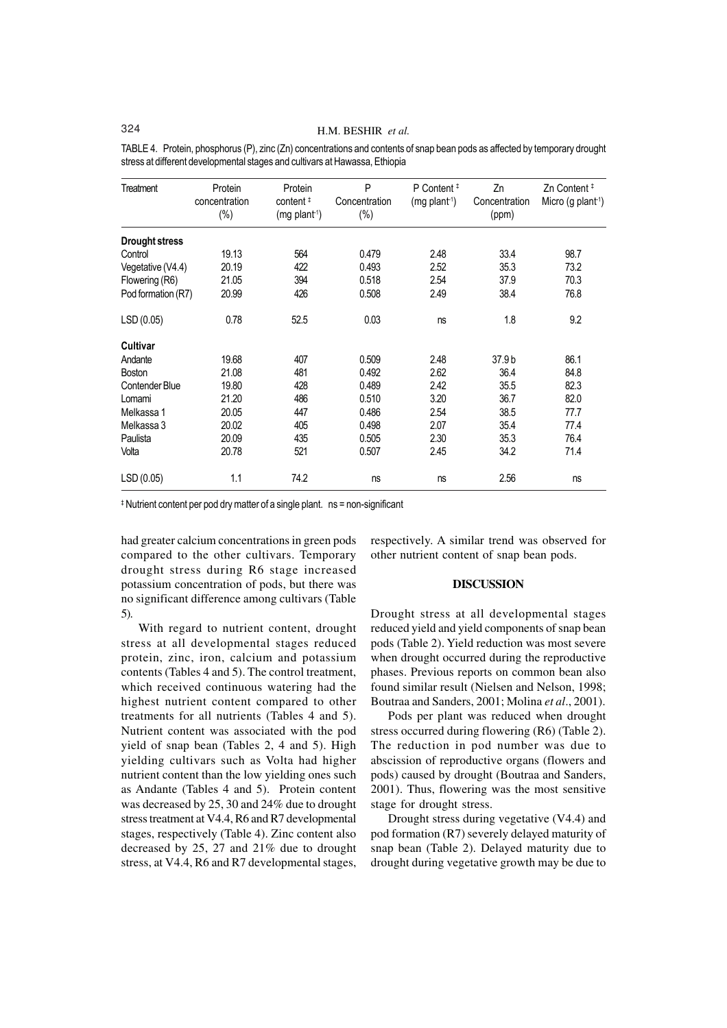TABLE 4. Protein, phosphorus (P), zinc (Zn) concentrations and contents of snap bean pods as affected by temporary drought stress at different developmental stages and cultivars at Hawassa, Ethiopia

| Treatment | Protein concentration (%) | Protein content [‡] ($mg\ plant^{-1}$) | P Concentration (%) | P Content [‡] ($mg\ plant^{-1}$) | Zn Concentration (ppm) | Zn Content [‡] Micro ($g\ plant^{-1}$) |
|---|---|---|---|---|---|---|
| **Drought stress** | | | | | | |
| Control | 19.13 | 564 | 0.479 | 2.48 | 33.4 | 98.7 |
| Vegetative (V4.4) | 20.19 | 422 | 0.493 | 2.52 | 35.3 | 73.2 |
| Flowering (R6) | 21.05 | 394 | 0.518 | 2.54 | 37.9 | 70.3 |
| Pod formation (R7) | 20.99 | 426 | 0.508 | 2.49 | 38.4 | 76.8 |
| LSD (0.05) | 0.78 | 52.5 | 0.03 | ns | 1.8 | 9.2 |
| **Cultivar** | | | | | | |
| Andante | 19.68 | 407 | 0.509 | 2.48 | 37.9 b | 86.1 |
| Boston | 21.08 | 481 | 0.492 | 2.62 | 36.4 | 84.8 |
| Contender Blue | 19.80 | 428 | 0.489 | 2.42 | 35.5 | 82.3 |
| Lomami | 21.20 | 486 | 0.510 | 3.20 | 36.7 | 82.0 |
| Melkassa 1 | 20.05 | 447 | 0.486 | 2.54 | 38.5 | 77.7 |
| Melkassa 3 | 20.02 | 405 | 0.498 | 2.07 | 35.4 | 77.4 |
| Paulista | 20.09 | 435 | 0.505 | 2.30 | 35.3 | 76.4 |
| Volta | 20.78 | 521 | 0.507 | 2.45 | 34.2 | 71.4 |
| LSD (0.05) | 1.1 | 74.2 | ns | ns | 2.56 | ns |

[‡] Nutrient content per pod dry matter of a single plant. ns = non-significant

had greater calcium concentrations in green pods compared to the other cultivars. Temporary drought stress during R6 stage increased potassium concentration of pods, but there was no significant difference among cultivars (Table 5).

With regard to nutrient content, drought stress at all developmental stages reduced protein, zinc, iron, calcium and potassium contents (Tables 4 and 5). The control treatment, which received continuous watering had the highest nutrient content compared to other treatments for all nutrients (Tables 4 and 5). Nutrient content was associated with the pod yield of snap bean (Tables 2, 4 and 5). High yielding cultivars such as Volta had higher nutrient content than the low yielding ones such as Andante (Tables 4 and 5). Protein content was decreased by 25, 30 and 24% due to drought stress treatment at V4.4, R6 and R7 developmental stages, respectively (Table 4). Zinc content also decreased by 25, 27 and 21% due to drought stress, at V4.4, R6 and R7 developmental stages, respectively. A similar trend was observed for other nutrient content of snap bean pods.

## DISCUSSION

Drought stress at all developmental stages reduced yield and yield components of snap bean pods (Table 2). Yield reduction was most severe when drought occurred during the reproductive phases. Previous reports on common bean also found similar result (Nielsen and Nelson, 1998; Boutraa and Sanders, 2001; Molina *et al*., 2001).

Pods per plant was reduced when drought stress occurred during flowering (R6) (Table 2). The reduction in pod number was due to abscission of reproductive organs (flowers and pods) caused by drought (Boutraa and Sanders, 2001). Thus, flowering was the most sensitive stage for drought stress.

Drought stress during vegetative (V4.4) and pod formation (R7) severely delayed maturity of snap bean (Table 2). Delayed maturity due to drought during vegetative growth may be due to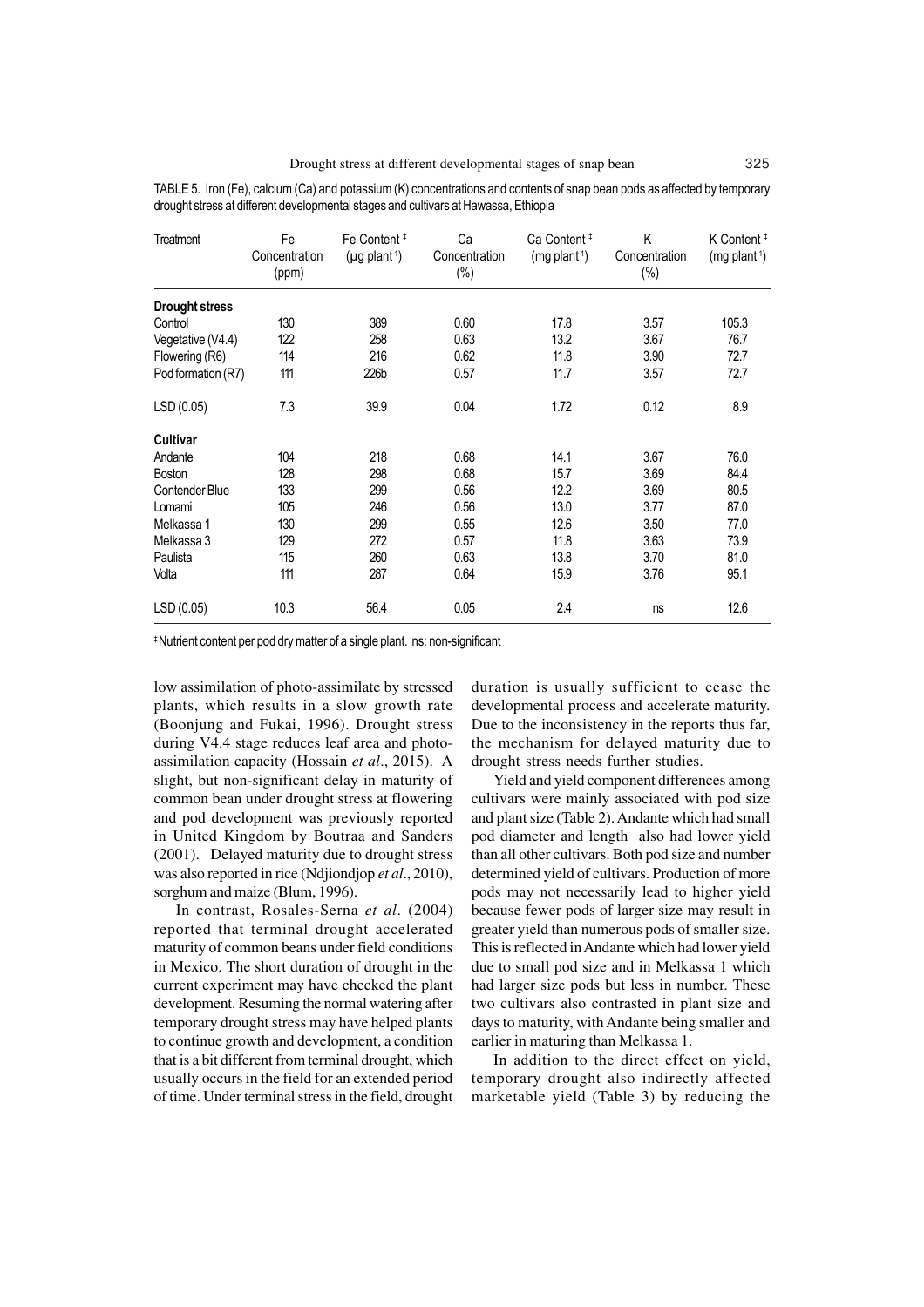TABLE 5. Iron (Fe), calcium (Ca) and potassium (K) concentrations and contents of snap bean pods as affected by temporary drought stress at different developmental stages and cultivars at Hawassa, Ethiopia

| Treatment | Fe Concentration (ppm) | Fe Content ‡ (µg plant⁻¹) | Ca Concentration (%) | Ca Content ‡ (mg plant⁻¹) | K Concentration (%) | K Content ‡ (mg plant⁻¹) |
|---|---|---|---|---|---|---|
| **Drought stress** | | | | | | |
| Control | 130 | 389 | 0.60 | 17.8 | 3.57 | 105.3 |
| Vegetative (V4.4) | 122 | 258 | 0.63 | 13.2 | 3.67 | 76.7 |
| Flowering (R6) | 114 | 216 | 0.62 | 11.8 | 3.90 | 72.7 |
| Pod formation (R7) | 111 | 226b | 0.57 | 11.7 | 3.57 | 72.7 |
| LSD (0.05) | 7.3 | 39.9 | 0.04 | 1.72 | 0.12 | 8.9 |
| **Cultivar** | | | | | | |
| Andante | 104 | 218 | 0.68 | 14.1 | 3.67 | 76.0 |
| Boston | 128 | 298 | 0.68 | 15.7 | 3.69 | 84.4 |
| Contender Blue | 133 | 299 | 0.56 | 12.2 | 3.69 | 80.5 |
| Lomami | 105 | 246 | 0.56 | 13.0 | 3.77 | 87.0 |
| Melkassa 1 | 130 | 299 | 0.55 | 12.6 | 3.50 | 77.0 |
| Melkassa 3 | 129 | 272 | 0.57 | 11.8 | 3.63 | 73.9 |
| Paulista | 115 | 260 | 0.63 | 13.8 | 3.70 | 81.0 |
| Volta | 111 | 287 | 0.64 | 15.9 | 3.76 | 95.1 |
| LSD (0.05) | 10.3 | 56.4 | 0.05 | 2.4 | ns | 12.6 |

‡Nutrient content per pod dry matter of a single plant. ns: non-significant

low assimilation of photo-assimilate by stressed plants, which results in a slow growth rate (Boonjung and Fukai, 1996). Drought stress during V4.4 stage reduces leaf area and photo-assimilation capacity (Hossain *et al*., 2015). A slight, but non-significant delay in maturity of common bean under drought stress at flowering and pod development was previously reported in United Kingdom by Boutraa and Sanders (2001). Delayed maturity due to drought stress was also reported in rice (Ndjiondjop *et al*., 2010), sorghum and maize (Blum, 1996).

In contrast, Rosales-Serna *et al*. (2004) reported that terminal drought accelerated maturity of common beans under field conditions in Mexico. The short duration of drought in the current experiment may have checked the plant development. Resuming the normal watering after temporary drought stress may have helped plants to continue growth and development, a condition that is a bit different from terminal drought, which usually occurs in the field for an extended period of time. Under terminal stress in the field, drought duration is usually sufficient to cease the developmental process and accelerate maturity. Due to the inconsistency in the reports thus far, the mechanism for delayed maturity due to drought stress needs further studies.

Yield and yield component differences among cultivars were mainly associated with pod size and plant size (Table 2). Andante which had small pod diameter and length also had lower yield than all other cultivars. Both pod size and number determined yield of cultivars. Production of more pods may not necessarily lead to higher yield because fewer pods of larger size may result in greater yield than numerous pods of smaller size. This is reflected in Andante which had lower yield due to small pod size and in Melkassa 1 which had larger size pods but less in number. These two cultivars also contrasted in plant size and days to maturity, with Andante being smaller and earlier in maturing than Melkassa 1.

In addition to the direct effect on yield, temporary drought also indirectly affected marketable yield (Table 3) by reducing the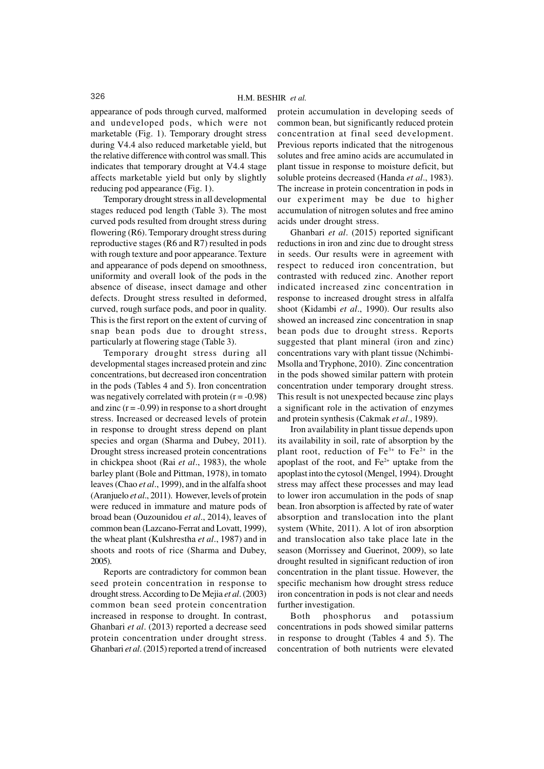appearance of pods through curved, malformed and undeveloped pods, which were not marketable (Fig. 1). Temporary drought stress during V4.4 also reduced marketable yield, but the relative difference with control was small. This indicates that temporary drought at V4.4 stage affects marketable yield but only by slightly reducing pod appearance (Fig. 1).

Temporary drought stress in all developmental stages reduced pod length (Table 3). The most curved pods resulted from drought stress during flowering (R6). Temporary drought stress during reproductive stages (R6 and R7) resulted in pods with rough texture and poor appearance. Texture and appearance of pods depend on smoothness, uniformity and overall look of the pods in the absence of disease, insect damage and other defects. Drought stress resulted in deformed, curved, rough surface pods, and poor in quality. This is the first report on the extent of curving of snap bean pods due to drought stress, particularly at flowering stage (Table 3).

Temporary drought stress during all developmental stages increased protein and zinc concentrations, but decreased iron concentration in the pods (Tables 4 and 5). Iron concentration was negatively correlated with protein ($r = -0.98$) and zinc ($r = -0.99$) in response to a short drought stress. Increased or decreased levels of protein in response to drought stress depend on plant species and organ (Sharma and Dubey, 2011). Drought stress increased protein concentrations in chickpea shoot (Rai *et al*., 1983), the whole barley plant (Bole and Pittman, 1978), in tomato leaves (Chao *et al*., 1999), and in the alfalfa shoot (Aranjuelo *et al*., 2011). However, levels of protein were reduced in immature and mature pods of broad bean (Ouzounidou *et al*., 2014), leaves of common bean (Lazcano-Ferrat and Lovatt, 1999), the wheat plant (Kulshrestha *et al*., 1987) and in shoots and roots of rice (Sharma and Dubey, 2005).

Reports are contradictory for common bean seed protein concentration in response to drought stress. According to De Mejia *et al*. (2003) common bean seed protein concentration increased in response to drought. In contrast, Ghanbari *et al*. (2013) reported a decrease seed protein concentration under drought stress. Ghanbari *et al*. (2015) reported a trend of increased protein accumulation in developing seeds of common bean, but significantly reduced protein concentration at final seed development. Previous reports indicated that the nitrogenous solutes and free amino acids are accumulated in plant tissue in response to moisture deficit, but soluble proteins decreased (Handa *et al*., 1983). The increase in protein concentration in pods in our experiment may be due to higher accumulation of nitrogen solutes and free amino acids under drought stress.

Ghanbari *et al*. (2015) reported significant reductions in iron and zinc due to drought stress in seeds. Our results were in agreement with respect to reduced iron concentration, but contrasted with reduced zinc. Another report indicated increased zinc concentration in response to increased drought stress in alfalfa shoot (Kidambi *et al*., 1990). Our results also showed an increased zinc concentration in snap bean pods due to drought stress. Reports suggested that plant mineral (iron and zinc) concentrations vary with plant tissue (Nchimbi-Msolla and Tryphone, 2010). Zinc concentration in the pods showed similar pattern with protein concentration under temporary drought stress. This result is not unexpected because zinc plays a significant role in the activation of enzymes and protein synthesis (Cakmak *et al*., 1989).

Iron availability in plant tissue depends upon its availability in soil, rate of absorption by the plant root, reduction of $Fe^{3+}$ to $Fe^{2+}$ in the apoplast of the root, and $Fe^{2+}$ uptake from the apoplast into the cytosol (Mengel, 1994). Drought stress may affect these processes and may lead to lower iron accumulation in the pods of snap bean. Iron absorption is affected by rate of water absorption and translocation into the plant system (White, 2011). A lot of iron absorption and translocation also take place late in the season (Morrissey and Guerinot, 2009), so late drought resulted in significant reduction of iron concentration in the plant tissue. However, the specific mechanism how drought stress reduce iron concentration in pods is not clear and needs further investigation.

Both phosphorus and potassium concentrations in pods showed similar patterns in response to drought (Tables 4 and 5). The concentration of both nutrients were elevated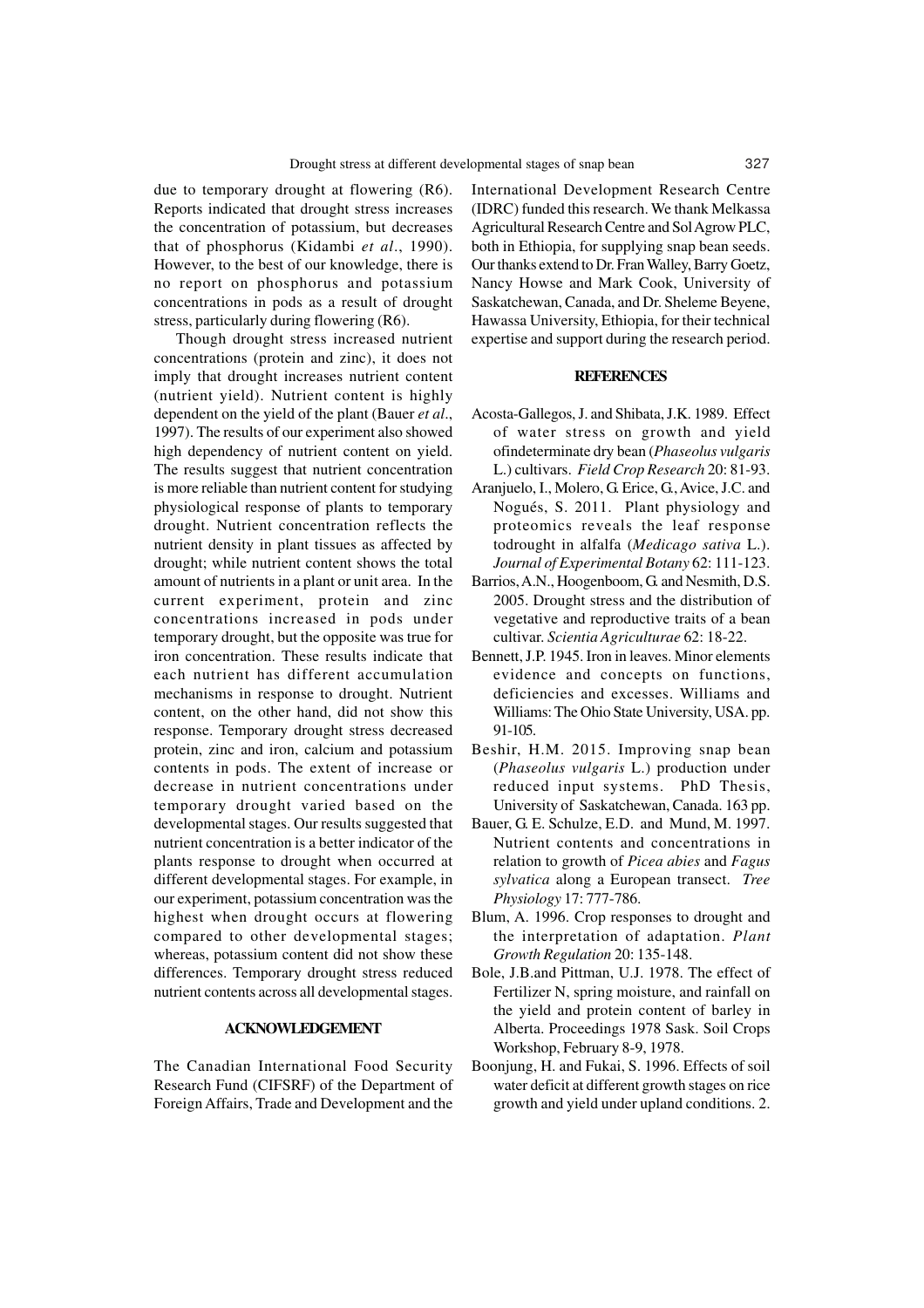due to temporary drought at flowering (R6). Reports indicated that drought stress increases the concentration of potassium, but decreases that of phosphorus (Kidambi *et al*., 1990). However, to the best of our knowledge, there is no report on phosphorus and potassium concentrations in pods as a result of drought stress, particularly during flowering (R6).

Though drought stress increased nutrient concentrations (protein and zinc), it does not imply that drought increases nutrient content (nutrient yield). Nutrient content is highly dependent on the yield of the plant (Bauer *et al*., 1997). The results of our experiment also showed high dependency of nutrient content on yield. The results suggest that nutrient concentration is more reliable than nutrient content for studying physiological response of plants to temporary drought. Nutrient concentration reflects the nutrient density in plant tissues as affected by drought; while nutrient content shows the total amount of nutrients in a plant or unit area. In the current experiment, protein and zinc concentrations increased in pods under temporary drought, but the opposite was true for iron concentration. These results indicate that each nutrient has different accumulation mechanisms in response to drought. Nutrient content, on the other hand, did not show this response. Temporary drought stress decreased protein, zinc and iron, calcium and potassium contents in pods. The extent of increase or decrease in nutrient concentrations under temporary drought varied based on the developmental stages. Our results suggested that nutrient concentration is a better indicator of the plants response to drought when occurred at different developmental stages. For example, in our experiment, potassium concentration was the highest when drought occurs at flowering compared to other developmental stages; whereas, potassium content did not show these differences. Temporary drought stress reduced nutrient contents across all developmental stages.

## ACKNOWLEDGEMENT

The Canadian International Food Security Research Fund (CIFSRF) of the Department of Foreign Affairs, Trade and Development and the International Development Research Centre (IDRC) funded this research. We thank Melkassa Agricultural Research Centre and Sol Agrow PLC, both in Ethiopia, for supplying snap bean seeds. Our thanks extend to Dr. Fran Walley, Barry Goetz, Nancy Howse and Mark Cook, University of Saskatchewan, Canada, and Dr. Sheleme Beyene, Hawassa University, Ethiopia, for their technical expertise and support during the research period.

## REFERENCES

Acosta-Gallegos, J. and Shibata, J.K. 1989. Effect of water stress on growth and yield ofindeterminate dry bean (*Phaseolus vulgaris* L.) cultivars. *Field Crop Research* 20: 81-93.

Aranjuelo, I., Molero, G. Erice, G., Avice, J.C. and Nogués, S. 2011. Plant physiology and proteomics reveals the leaf response todrought in alfalfa (*Medicago sativa* L.). *Journal of Experimental Botany* 62: 111-123.

Barrios, A.N., Hoogenboom, G. and Nesmith, D.S. 2005. Drought stress and the distribution of vegetative and reproductive traits of a bean cultivar. *Scientia Agriculturae* 62: 18-22.

Bennett, J.P. 1945. Iron in leaves. Minor elements evidence and concepts on functions, deficiencies and excesses. Williams and Williams: The Ohio State University, USA. pp. 91-105.

Beshir, H.M. 2015. Improving snap bean (*Phaseolus vulgaris* L.) production under reduced input systems. PhD Thesis, University of Saskatchewan, Canada. 163 pp.

Bauer, G. E. Schulze, E.D. and Mund, M. 1997. Nutrient contents and concentrations in relation to growth of *Picea abies* and *Fagus sylvatica* along a European transect. *Tree Physiology* 17: 777-786.

Blum, A. 1996. Crop responses to drought and the interpretation of adaptation. *Plant Growth Regulation* 20: 135-148.

Bole, J.B.and Pittman, U.J. 1978. The effect of Fertilizer N, spring moisture, and rainfall on the yield and protein content of barley in Alberta. Proceedings 1978 Sask. Soil Crops Workshop, February 8-9, 1978.

Boonjung, H. and Fukai, S. 1996. Effects of soil water deficit at different growth stages on rice growth and yield under upland conditions. 2.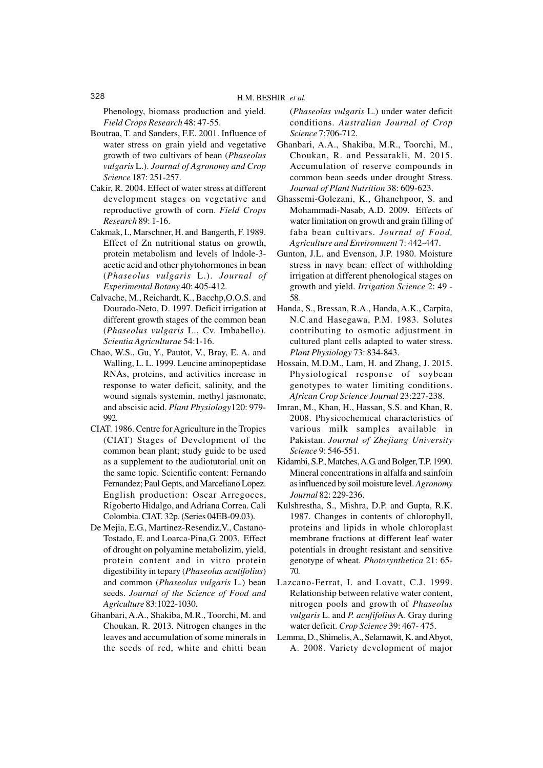Phenology, biomass production and yield. *Field Crops Research* 48: 47-55.

Boutraa, T. and Sanders, F.E. 2001. Influence of water stress on grain yield and vegetative growth of two cultivars of bean (*Phaseolus vulgaris* L.). *Journal of Agronomy and Crop Science* 187: 251-257.

Cakir, R. 2004. Effect of water stress at different development stages on vegetative and reproductive growth of corn. *Field Crops Research* 89: 1-16.

Cakmak, I., Marschner, H. and Bangerth, F. 1989. Effect of Zn nutritional status on growth, protein metabolism and levels of lndole-3-acetic acid and other phytohormones in bean (*Phaseolus vulgaris* L.). *Journal of Experimental Botany* 40: 405-412.

Calvache, M., Reichardt, K., Bacchp,O.O.S. and Dourado-Neto, D. 1997. Deficit irrigation at different growth stages of the common bean (*Phaseolus vulgaris* L., Cv. Imbabello). *Scientia Agriculturae* 54:1-16.

Chao, W.S., Gu, Y., Pautot, V., Bray, E. A. and Walling, L. L. 1999. Leucine aminopeptidase RNAs, proteins, and activities increase in response to water deficit, salinity, and the wound signals systemin, methyl jasmonate, and abscisic acid. *Plant Physiology*120: 979-992.

CIAT. 1986. Centre for Agriculture in the Tropics (CIAT) Stages of Development of the common bean plant; study guide to be used as a supplement to the audiotutorial unit on the same topic. Scientific content: Fernando Fernandez; Paul Gepts, and Marceliano Lopez. English production: Oscar Arregoces, Rigoberto Hidalgo, and Adriana Correa. Cali Colombia. CIAT. 32p. (Series 04EB-09.03).

De Mejia, E.G., Martinez-Resendiz,V., Castano-Tostado, E. and Loarca-Pina,G. 2003. Effect of drought on polyamine metabolizim, yield, protein content and in vitro protein digestibility in tepary (*Phaseolus acutifolius*) and common (*Phaseolus vulgaris* L.) bean seeds. *Journal of the Science of Food and Agriculture* 83:1022-1030.

Ghanbari, A.A., Shakiba, M.R., Toorchi, M. and Choukan, R. 2013. Nitrogen changes in the leaves and accumulation of some minerals in the seeds of red, white and chitti bean (*Phaseolus vulgaris* L.) under water deficit conditions. *Australian Journal of Crop Science* 7:706-712.

Ghanbari, A.A., Shakiba, M.R., Toorchi, M., Choukan, R. and Pessarakli, M. 2015. Accumulation of reserve compounds in common bean seeds under drought Stress. *Journal of Plant Nutrition* 38: 609-623.

Ghassemi-Golezani, K., Ghanehpoor, S. and Mohammadi-Nasab, A.D. 2009. Effects of water limitation on growth and grain filling of faba bean cultivars. *Journal of Food, Agriculture and Environment* 7: 442-447.

Gunton, J.L. and Evenson, J.P. 1980. Moisture stress in navy bean: effect of withholding irrigation at different phenological stages on growth and yield. *Irrigation Science* 2: 49 - 58.

Handa, S., Bressan, R.A., Handa, A.K., Carpita, N.C.and Hasegawa, P.M. 1983. Solutes contributing to osmotic adjustment in cultured plant cells adapted to water stress. *Plant Physiology* 73: 834-843.

Hossain, M.D.M., Lam, H. and Zhang, J. 2015. Physiological response of soybean genotypes to water limiting conditions. *African Crop Science Journal* 23:227-238.

Imran, M., Khan, H., Hassan, S.S. and Khan, R. 2008. Physicochemical characteristics of various milk samples available in Pakistan. *Journal of Zhejiang University Science* 9: 546-551.

Kidambi, S.P., Matches, A.G. and Bolger, T.P. 1990. Mineral concentrations in alfalfa and sainfoin as influenced by soil moisture level. *Agronomy Journal* 82: 229-236.

Kulshrestha, S., Mishra, D.P. and Gupta, R.K. 1987. Changes in contents of chlorophyll, proteins and lipids in whole chloroplast membrane fractions at different leaf water potentials in drought resistant and sensitive genotype of wheat. *Photosynthetica* 21: 65-70.

Lazcano-Ferrat, I. and Lovatt, C.J. 1999. Relationship between relative water content, nitrogen pools and growth of *Phaseolus vulgaris* L. and *P. acufifolius* A. Gray during water deficit. *Crop Science* 39: 467- 475.

Lemma, D., Shimelis, A., Selamawit, K. and Abyot, A. 2008. Variety development of major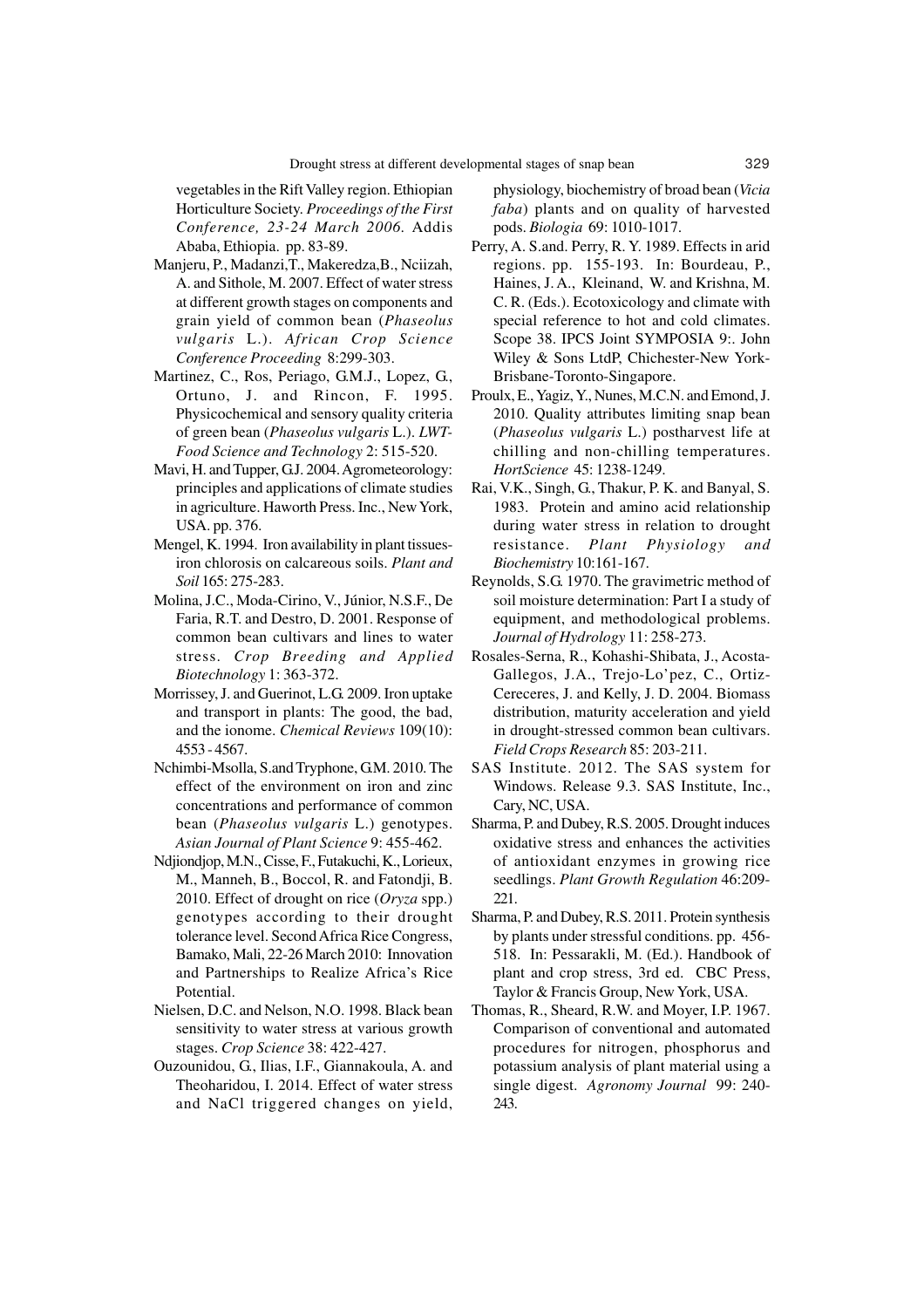vegetables in the Rift Valley region. Ethiopian Horticulture Society. *Proceedings of the First Conference, 23-24 March 2006.* Addis Ababa, Ethiopia. pp. 83-89.

Manjeru, P., Madanzi,T., Makeredza,B., Nciizah, A. and Sithole, M. 2007. Effect of water stress at different growth stages on components and grain yield of common bean (*Phaseolus vulgaris* L.). *African Crop Science Conference Proceeding* 8:299-303.

Martinez, C., Ros, Periago, G.M.J., Lopez, G., Ortuno, J. and Rincon, F. 1995. Physicochemical and sensory quality criteria of green bean (*Phaseolus vulgaris* L.). *LWT-Food Science and Technology* 2: 515-520.

Mavi, H. and Tupper, G.J. 2004. Agrometeorology: principles and applications of climate studies in agriculture. Haworth Press. Inc., New York, USA. pp. 376.

Mengel, K. 1994. Iron availability in plant tissues-iron chlorosis on calcareous soils. *Plant and Soil* 165: 275-283.

Molina, J.C., Moda-Cirino, V., Júnior, N.S.F., De Faria, R.T. and Destro, D. 2001. Response of common bean cultivars and lines to water stress. *Crop Breeding and Applied Biotechnology* 1: 363-372.

Morrissey, J. and Guerinot, L.G. 2009. Iron uptake and transport in plants: The good, the bad, and the ionome. *Chemical Reviews* 109(10): 4553 - 4567.

Nchimbi-Msolla, S.and Tryphone, G.M. 2010. The effect of the environment on iron and zinc concentrations and performance of common bean (*Phaseolus vulgaris* L.) genotypes. *Asian Journal of Plant Science* 9: 455-462.

Ndjiondjop, M.N., Cisse, F., Futakuchi, K., Lorieux, M., Manneh, B., Boccol, R. and Fatondji, B. 2010. Effect of drought on rice (*Oryza* spp.) genotypes according to their drought tolerance level. Second Africa Rice Congress, Bamako, Mali, 22-26 March 2010: Innovation and Partnerships to Realize Africa's Rice Potential.

Nielsen, D.C. and Nelson, N.O. 1998. Black bean sensitivity to water stress at various growth stages. *Crop Science* 38: 422-427.

Ouzounidou, G., Ilias, I.F., Giannakoula, A. and Theoharidou, I. 2014. Effect of water stress and NaCl triggered changes on yield, physiology, biochemistry of broad bean (*Vicia faba*) plants and on quality of harvested pods. *Biologia* 69: 1010-1017.

Perry, A. S.and. Perry, R. Y. 1989. Effects in arid regions. pp. 155-193. In: Bourdeau, P., Haines, J. A., Kleinand, W. and Krishna, M. C. R. (Eds.). Ecotoxicology and climate with special reference to hot and cold climates. Scope 38. IPCS Joint SYMPOSIA 9:. John Wiley & Sons LtdP, Chichester-New York-Brisbane-Toronto-Singapore.

Proulx, E., Yagiz, Y., Nunes, M.C.N. and Emond, J. 2010. Quality attributes limiting snap bean (*Phaseolus vulgaris* L.) postharvest life at chilling and non-chilling temperatures. *HortScience* 45: 1238-1249.

Rai, V.K., Singh, G., Thakur, P. K. and Banyal, S. 1983. Protein and amino acid relationship during water stress in relation to drought resistance. *Plant Physiology and Biochemistry* 10:161-167.

Reynolds, S.G. 1970. The gravimetric method of soil moisture determination: Part I a study of equipment, and methodological problems. *Journal of Hydrology* 11: 258-273.

Rosales-Serna, R., Kohashi-Shibata, J., Acosta-Gallegos, J.A., Trejo-Lo'pez, C., Ortiz-Cereceres, J. and Kelly, J. D. 2004. Biomass distribution, maturity acceleration and yield in drought-stressed common bean cultivars. *Field Crops Research* 85: 203-211.

SAS Institute. 2012. The SAS system for Windows. Release 9.3. SAS Institute, Inc., Cary, NC, USA.

Sharma, P. and Dubey, R.S. 2005. Drought induces oxidative stress and enhances the activities of antioxidant enzymes in growing rice seedlings. *Plant Growth Regulation* 46:209-221.

Sharma, P. and Dubey, R.S. 2011. Protein synthesis by plants under stressful conditions. pp. 456-518. In: Pessarakli, M. (Ed.). Handbook of plant and crop stress, 3rd ed. CBC Press, Taylor & Francis Group, New York, USA.

Thomas, R., Sheard, R.W. and Moyer, I.P. 1967. Comparison of conventional and automated procedures for nitrogen, phosphorus and potassium analysis of plant material using a single digest. *Agronomy Journal* 99: 240-243.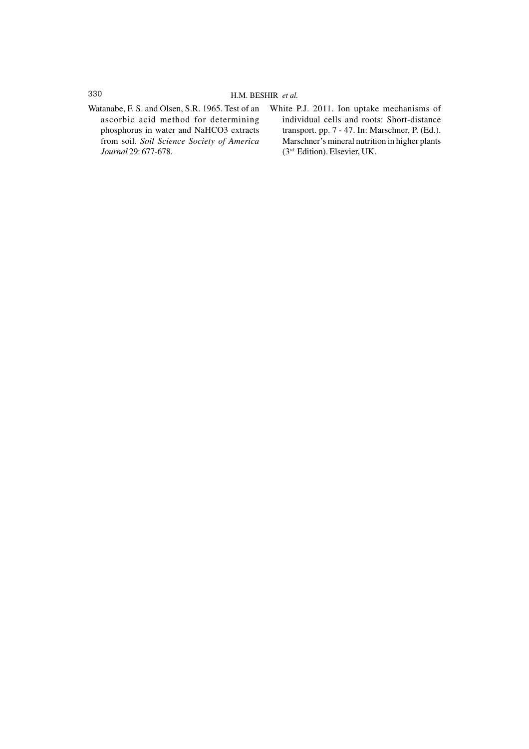Watanabe, F. S. and Olsen, S.R. 1965. Test of an ascorbic acid method for determining phosphorus in water and $NaHCO_3$ extracts from soil. *Soil Science Society of America Journal* 29: 677-678.

White P.J. 2011. Ion uptake mechanisms of individual cells and roots: Short-distance transport. pp. 7 - 47. In: Marschner, P. (Ed.). Marschner's mineral nutrition in higher plants (3rd Edition). Elsevier, UK.